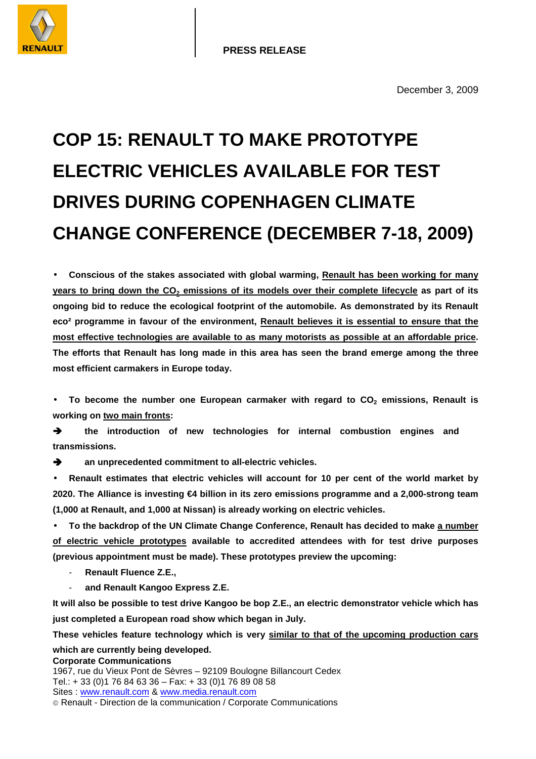PRESS RELEASE

December 3, 2009

# COP 15: RENAULT TO MAKE PROTOTYPE ELECTRIC VEHICLES AVAILABLE FOR TEST DRIVES DURING COPENHAGEN CLIMATE CHANGE CONFERENCE (DECEMBER 7-18, 2009)

- **Conscious of the stakes associated with global warming, Renault has been working for many years to bring down the $CO_2$ emissions of its models over their complete lifecycle as part of its ongoing bid to reduce the ecological footprint of the automobile. As demonstrated by its Renault eco² programme in favour of the environment, Renault believes it is essential to ensure that the most effective technologies are available to as many motorists as possible at an affordable price. The efforts that Renault has long made in this area has seen the brand emerge among the three most efficient carmakers in Europe today.**

- **To become the number one European carmaker with regard to $CO_2$ emissions, Renault is working on two main fronts:**

➔ **the introduction of new technologies for internal combustion engines and transmissions.**

➔ **an unprecedented commitment to all-electric vehicles.**

- **Renault estimates that electric vehicles will account for 10 per cent of the world market by 2020. The Alliance is investing €4 billion in its zero emissions programme and a 2,000-strong team (1,000 at Renault, and 1,000 at Nissan) is already working on electric vehicles.**

- **To the backdrop of the UN Climate Change Conference, Renault has decided to make a number of electric vehicle prototypes available to accredited attendees with for test drive purposes (previous appointment must be made). These prototypes preview the upcoming:**
  - **Renault Fluence Z.E.,**
  - **and Renault Kangoo Express Z.E.**

**It will also be possible to test drive Kangoo be bop Z.E., an electric demonstrator vehicle which has just completed a European road show which began in July.**

**These vehicles feature technology which is very similar to that of the upcoming production cars which are currently being developed.**

**Corporate Communications**
1967, rue du Vieux Pont de Sèvres – 92109 Boulogne Billancourt Cedex
Tel.: + 33 (0)1 76 84 63 36 – Fax: + 33 (0)1 76 89 08 58
Sites : www.renault.com & www.media.renault.com
© Renault - Direction de la communication / Corporate Communications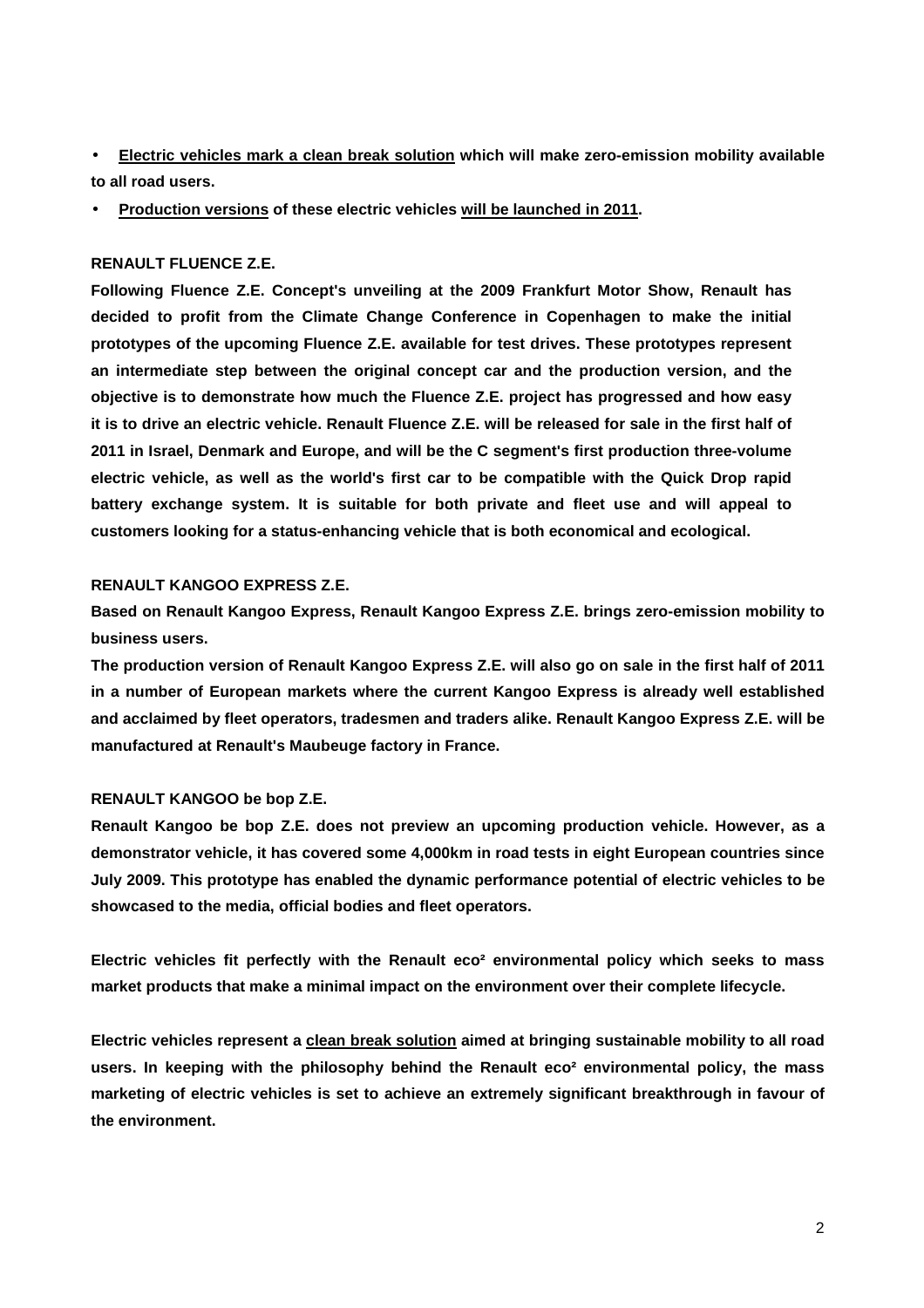- **<u>Electric vehicles mark a clean break solution</u> which will make zero-emission mobility available to all road users.**
- **<u>Production versions</u> of these electric vehicles <u>will be launched in 2011</u>.**

**RENAULT FLUENCE Z.E.**

**Following Fluence Z.E. Concept's unveiling at the 2009 Frankfurt Motor Show, Renault has decided to profit from the Climate Change Conference in Copenhagen to make the initial prototypes of the upcoming Fluence Z.E. available for test drives. These prototypes represent an intermediate step between the original concept car and the production version, and the objective is to demonstrate how much the Fluence Z.E. project has progressed and how easy it is to drive an electric vehicle. Renault Fluence Z.E. will be released for sale in the first half of 2011 in Israel, Denmark and Europe, and will be the C segment's first production three-volume electric vehicle, as well as the world's first car to be compatible with the Quick Drop rapid battery exchange system. It is suitable for both private and fleet use and will appeal to customers looking for a status-enhancing vehicle that is both economical and ecological.**

**RENAULT KANGOO EXPRESS Z.E.**

**Based on Renault Kangoo Express, Renault Kangoo Express Z.E. brings zero-emission mobility to business users.**

**The production version of Renault Kangoo Express Z.E. will also go on sale in the first half of 2011 in a number of European markets where the current Kangoo Express is already well established and acclaimed by fleet operators, tradesmen and traders alike. Renault Kangoo Express Z.E. will be manufactured at Renault's Maubeuge factory in France.**

**RENAULT KANGOO be bop Z.E.**

**Renault Kangoo be bop Z.E. does not preview an upcoming production vehicle. However, as a demonstrator vehicle, it has covered some 4,000km in road tests in eight European countries since July 2009. This prototype has enabled the dynamic performance potential of electric vehicles to be showcased to the media, official bodies and fleet operators.**

**Electric vehicles fit perfectly with the Renault eco² environmental policy which seeks to mass market products that make a minimal impact on the environment over their complete lifecycle.**

**Electric vehicles represent a <u>clean break solution</u> aimed at bringing sustainable mobility to all road users. In keeping with the philosophy behind the Renault eco² environmental policy, the mass marketing of electric vehicles is set to achieve an extremely significant breakthrough in favour of the environment.**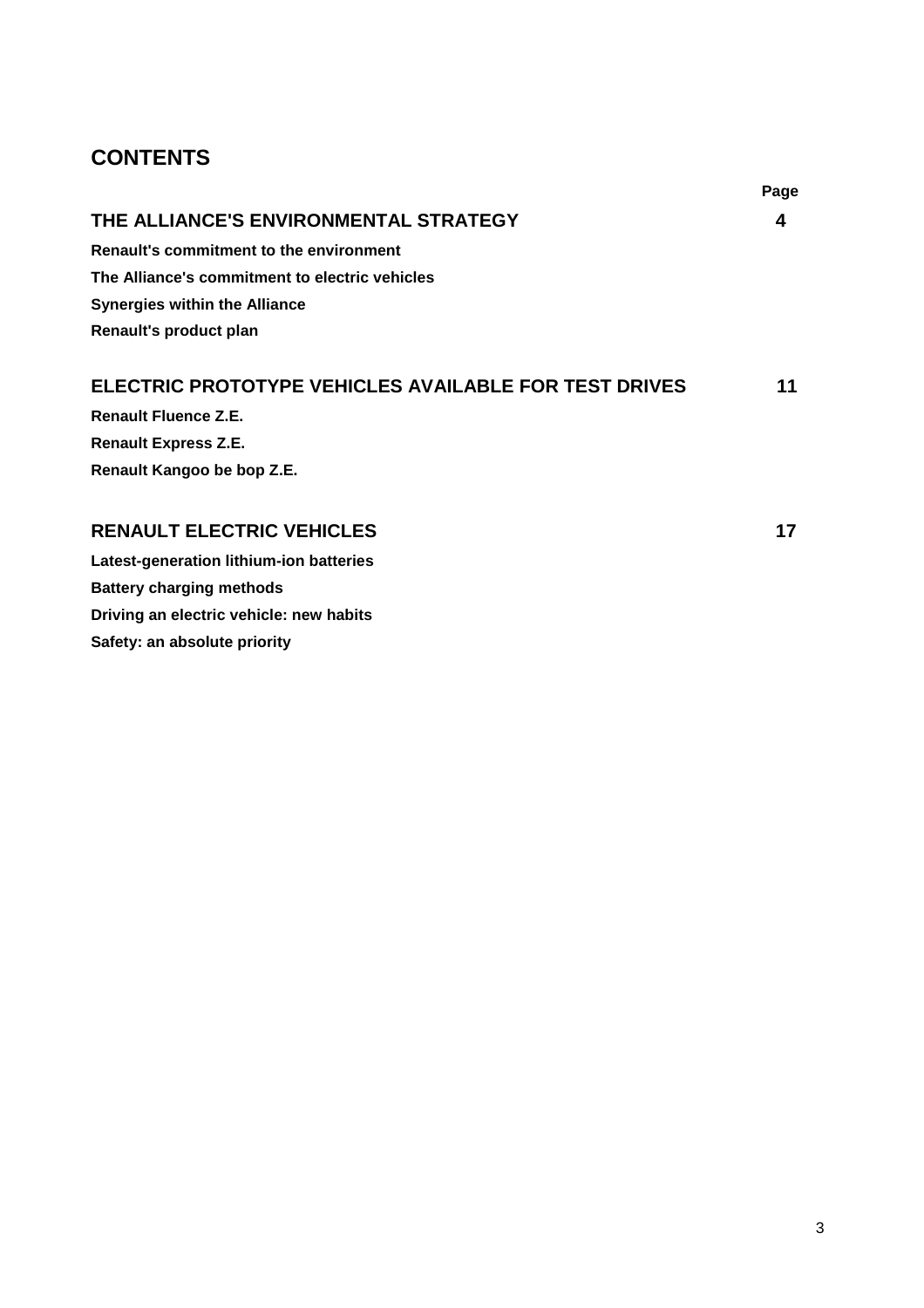# CONTENTS

| | Page |
|---|---|
| **THE ALLIANCE'S ENVIRONMENTAL STRATEGY** | **4** |
| **Renault's commitment to the environment** | |
| **The Alliance's commitment to electric vehicles** | |
| **Synergies within the Alliance** | |
| **Renault's product plan** | |
| **ELECTRIC PROTOTYPE VEHICLES AVAILABLE FOR TEST DRIVES** | **11** |
| **Renault Fluence Z.E.** | |
| **Renault Express Z.E.** | |
| **Renault Kangoo be bop Z.E.** | |
| **RENAULT ELECTRIC VEHICLES** | **17** |
| **Latest-generation lithium-ion batteries** | |
| **Battery charging methods** | |
| **Driving an electric vehicle: new habits** | |
| **Safety: an absolute priority** | |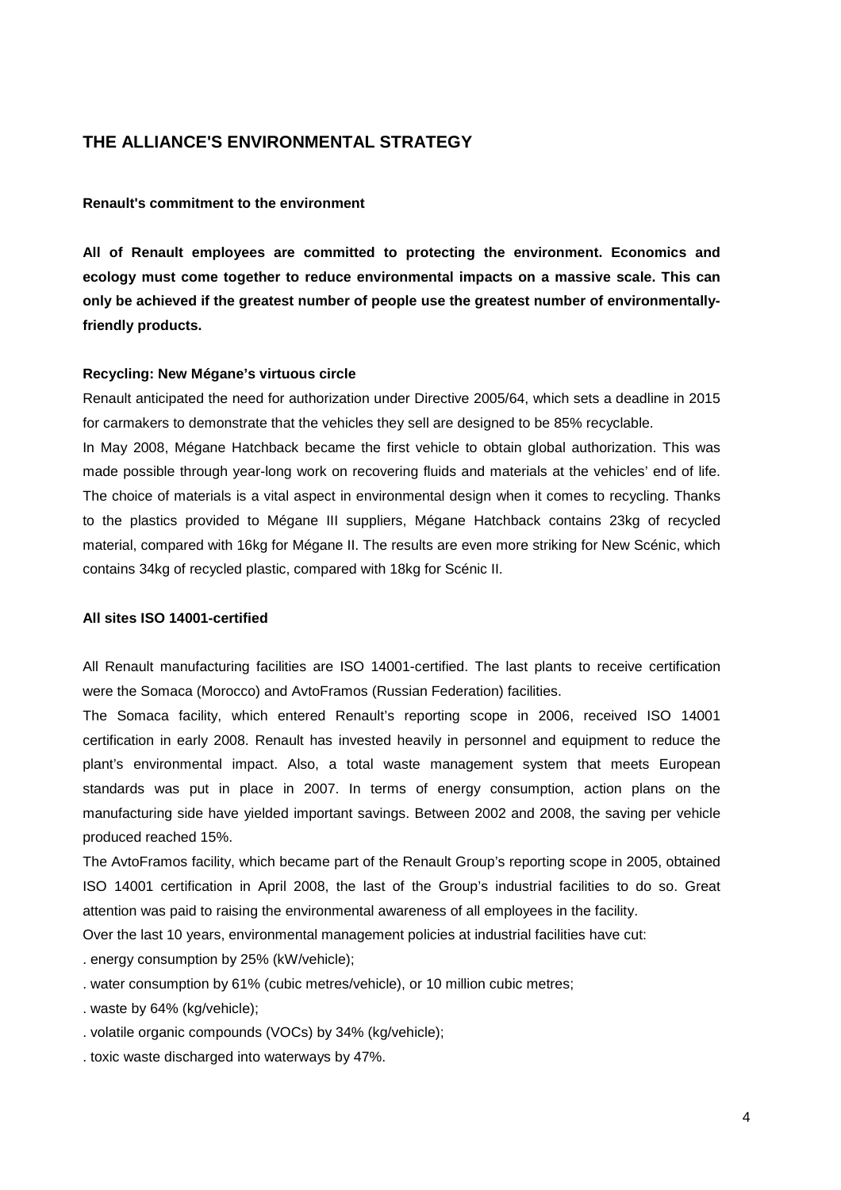## THE ALLIANCE'S ENVIRONMENTAL STRATEGY

**Renault's commitment to the environment**

**All of Renault employees are committed to protecting the environment. Economics and ecology must come together to reduce environmental impacts on a massive scale. This can only be achieved if the greatest number of people use the greatest number of environmentally-friendly products.**

**Recycling: New Mégane's virtuous circle**

Renault anticipated the need for authorization under Directive 2005/64, which sets a deadline in 2015 for carmakers to demonstrate that the vehicles they sell are designed to be 85% recyclable.

In May 2008, Mégane Hatchback became the first vehicle to obtain global authorization. This was made possible through year-long work on recovering fluids and materials at the vehicles' end of life. The choice of materials is a vital aspect in environmental design when it comes to recycling. Thanks to the plastics provided to Mégane III suppliers, Mégane Hatchback contains 23kg of recycled material, compared with 16kg for Mégane II. The results are even more striking for New Scénic, which contains 34kg of recycled plastic, compared with 18kg for Scénic II.

**All sites ISO 14001-certified**

All Renault manufacturing facilities are ISO 14001-certified. The last plants to receive certification were the Somaca (Morocco) and AvtoFramos (Russian Federation) facilities.

The Somaca facility, which entered Renault's reporting scope in 2006, received ISO 14001 certification in early 2008. Renault has invested heavily in personnel and equipment to reduce the plant's environmental impact. Also, a total waste management system that meets European standards was put in place in 2007. In terms of energy consumption, action plans on the manufacturing side have yielded important savings. Between 2002 and 2008, the saving per vehicle produced reached 15%.

The AvtoFramos facility, which became part of the Renault Group's reporting scope in 2005, obtained ISO 14001 certification in April 2008, the last of the Group's industrial facilities to do so. Great attention was paid to raising the environmental awareness of all employees in the facility.

Over the last 10 years, environmental management policies at industrial facilities have cut:

. energy consumption by 25% (kW/vehicle);

. water consumption by 61% (cubic metres/vehicle), or 10 million cubic metres;

. waste by 64% (kg/vehicle);

. volatile organic compounds (VOCs) by 34% (kg/vehicle);

. toxic waste discharged into waterways by 47%.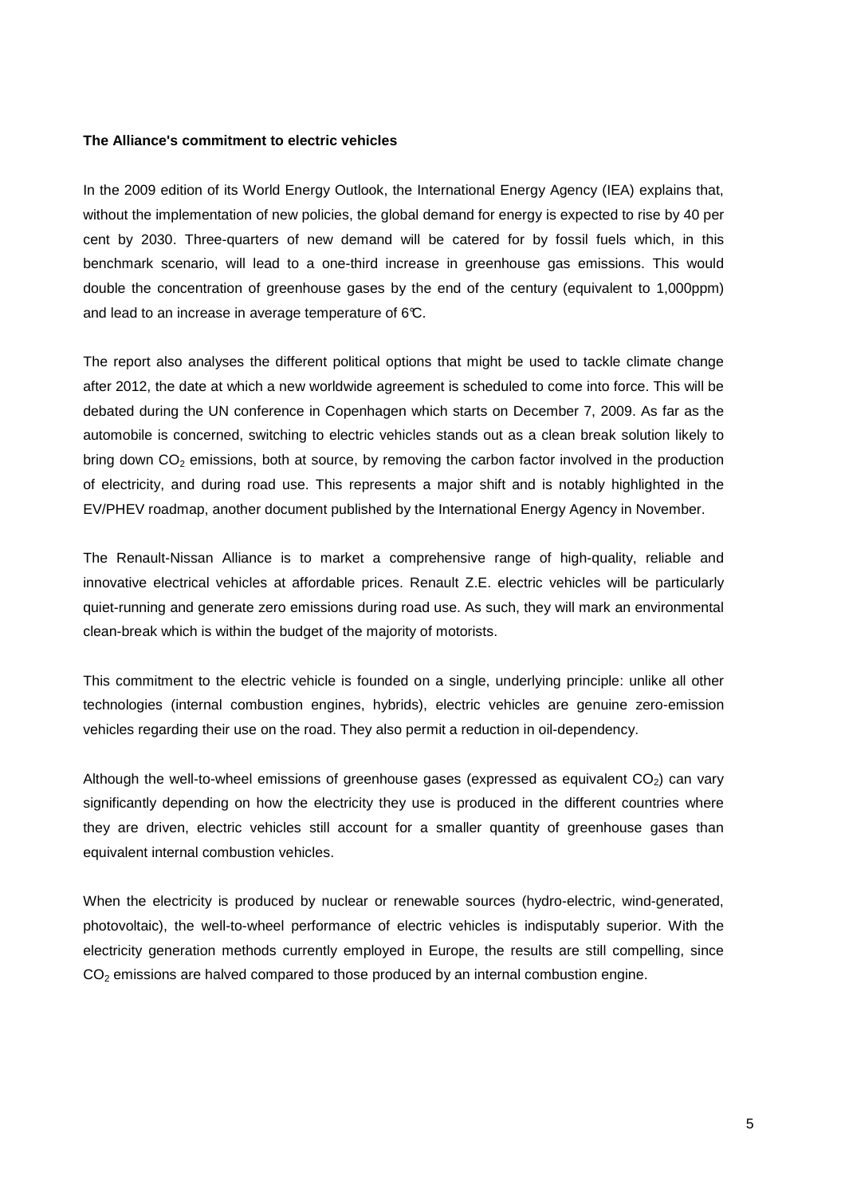**The Alliance's commitment to electric vehicles**

In the 2009 edition of its World Energy Outlook, the International Energy Agency (IEA) explains that, without the implementation of new policies, the global demand for energy is expected to rise by 40 per cent by 2030. Three-quarters of new demand will be catered for by fossil fuels which, in this benchmark scenario, will lead to a one-third increase in greenhouse gas emissions. This would double the concentration of greenhouse gases by the end of the century (equivalent to 1,000ppm) and lead to an increase in average temperature of 6℃.

The report also analyses the different political options that might be used to tackle climate change after 2012, the date at which a new worldwide agreement is scheduled to come into force. This will be debated during the UN conference in Copenhagen which starts on December 7, 2009. As far as the automobile is concerned, switching to electric vehicles stands out as a clean break solution likely to bring down $CO_2$ emissions, both at source, by removing the carbon factor involved in the production of electricity, and during road use. This represents a major shift and is notably highlighted in the EV/PHEV roadmap, another document published by the International Energy Agency in November.

The Renault-Nissan Alliance is to market a comprehensive range of high-quality, reliable and innovative electrical vehicles at affordable prices. Renault Z.E. electric vehicles will be particularly quiet-running and generate zero emissions during road use. As such, they will mark an environmental clean-break which is within the budget of the majority of motorists.

This commitment to the electric vehicle is founded on a single, underlying principle: unlike all other technologies (internal combustion engines, hybrids), electric vehicles are genuine zero-emission vehicles regarding their use on the road. They also permit a reduction in oil-dependency.

Although the well-to-wheel emissions of greenhouse gases (expressed as equivalent $CO_2$) can vary significantly depending on how the electricity they use is produced in the different countries where they are driven, electric vehicles still account for a smaller quantity of greenhouse gases than equivalent internal combustion vehicles.

When the electricity is produced by nuclear or renewable sources (hydro-electric, wind-generated, photovoltaic), the well-to-wheel performance of electric vehicles is indisputably superior. With the electricity generation methods currently employed in Europe, the results are still compelling, since $CO_2$ emissions are halved compared to those produced by an internal combustion engine.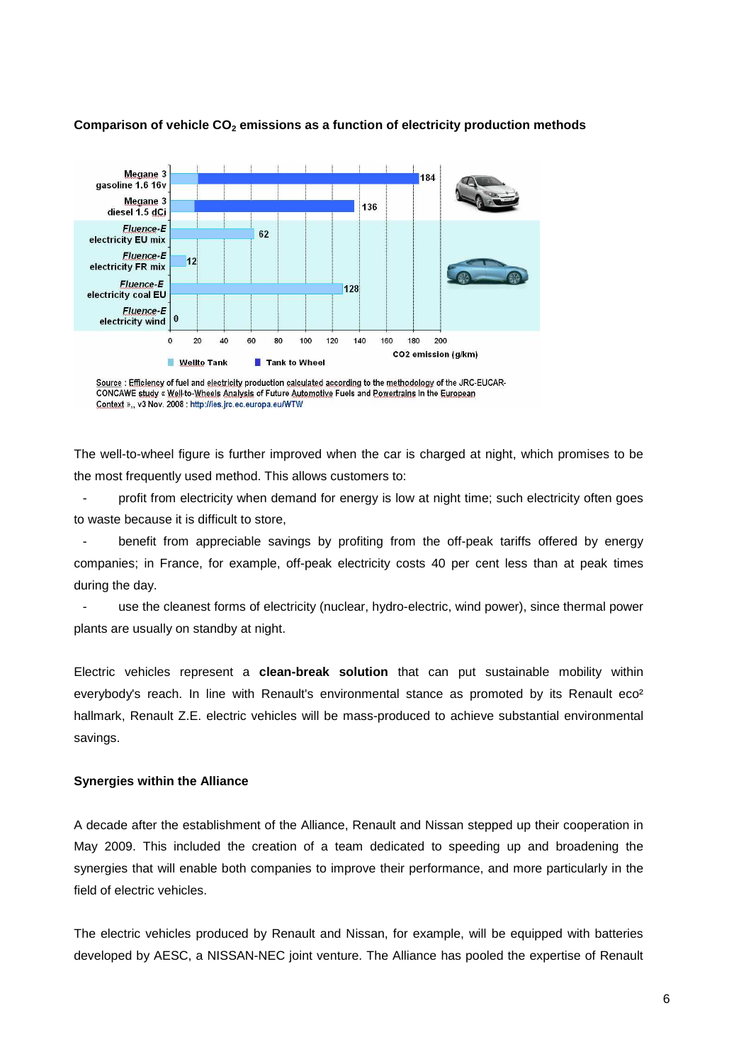**Comparison of vehicle $CO_2$ emissions as a function of electricity production methods**

| Vehicle | $CO_2$ emission (g/km) |
|---|---|
| Megane 3 gasoline 1.6 16v | 184 |
| Megane 3 diesel 1.5 dCi | 136 |
| Fluence-E electricity EU mix | 62 |
| Fluence-E electricity FR mix | 12 |
| Fluence-E electricity coal EU | 128 |
| Fluence-E electricity wind | 0 |

Wellto Tank / Tank to Wheel

Source : Efficiency of fuel and electricity production calculated according to the methodology of the JRC-EUCAR-CONCAWE study « Well-to-Wheels Analysis of Future Automotive Fuels and Powertrains in the European Context »,, v3 Nov. 2008 : http://ies.jrc.ec.europa.eu/WTW

The well-to-wheel figure is further improved when the car is charged at night, which promises to be the most frequently used method. This allows customers to:

- profit from electricity when demand for energy is low at night time; such electricity often goes to waste because it is difficult to store,
- benefit from appreciable savings by profiting from the off-peak tariffs offered by energy companies; in France, for example, off-peak electricity costs 40 per cent less than at peak times during the day.
- use the cleanest forms of electricity (nuclear, hydro-electric, wind power), since thermal power plants are usually on standby at night.

Electric vehicles represent a **clean-break solution** that can put sustainable mobility within everybody's reach. In line with Renault's environmental stance as promoted by its Renault eco² hallmark, Renault Z.E. electric vehicles will be mass-produced to achieve substantial environmental savings.

**Synergies within the Alliance**

A decade after the establishment of the Alliance, Renault and Nissan stepped up their cooperation in May 2009. This included the creation of a team dedicated to speeding up and broadening the synergies that will enable both companies to improve their performance, and more particularly in the field of electric vehicles.

The electric vehicles produced by Renault and Nissan, for example, will be equipped with batteries developed by AESC, a NISSAN-NEC joint venture. The Alliance has pooled the expertise of Renault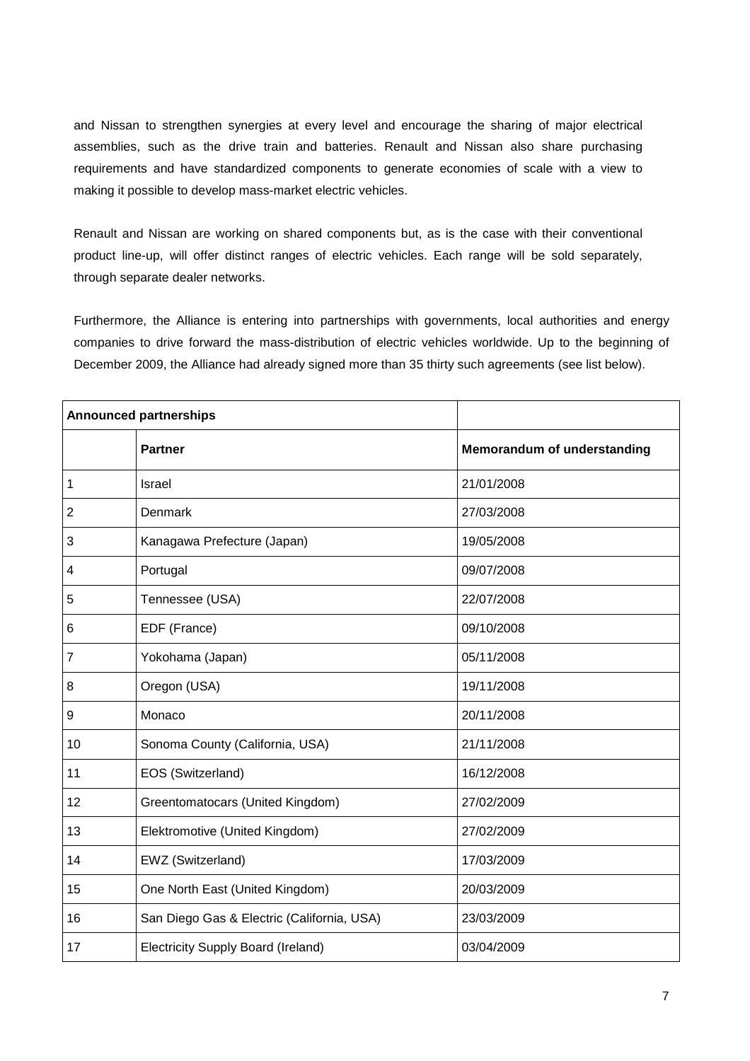and Nissan to strengthen synergies at every level and encourage the sharing of major electrical assemblies, such as the drive train and batteries. Renault and Nissan also share purchasing requirements and have standardized components to generate economies of scale with a view to making it possible to develop mass-market electric vehicles.

Renault and Nissan are working on shared components but, as is the case with their conventional product line-up, will offer distinct ranges of electric vehicles. Each range will be sold separately, through separate dealer networks.

Furthermore, the Alliance is entering into partnerships with governments, local authorities and energy companies to drive forward the mass-distribution of electric vehicles worldwide. Up to the beginning of December 2009, the Alliance had already signed more than 35 thirty such agreements (see list below).

| **Announced partnerships** | | |
|---|---|---|
| | **Partner** | **Memorandum of understanding** |
| 1 | Israel | 21/01/2008 |
| 2 | Denmark | 27/03/2008 |
| 3 | Kanagawa Prefecture (Japan) | 19/05/2008 |
| 4 | Portugal | 09/07/2008 |
| 5 | Tennessee (USA) | 22/07/2008 |
| 6 | EDF (France) | 09/10/2008 |
| 7 | Yokohama (Japan) | 05/11/2008 |
| 8 | Oregon (USA) | 19/11/2008 |
| 9 | Monaco | 20/11/2008 |
| 10 | Sonoma County (California, USA) | 21/11/2008 |
| 11 | EOS (Switzerland) | 16/12/2008 |
| 12 | Greentomatocars (United Kingdom) | 27/02/2009 |
| 13 | Elektromotive (United Kingdom) | 27/02/2009 |
| 14 | EWZ (Switzerland) | 17/03/2009 |
| 15 | One North East (United Kingdom) | 20/03/2009 |
| 16 | San Diego Gas & Electric (California, USA) | 23/03/2009 |
| 17 | Electricity Supply Board (Ireland) | 03/04/2009 |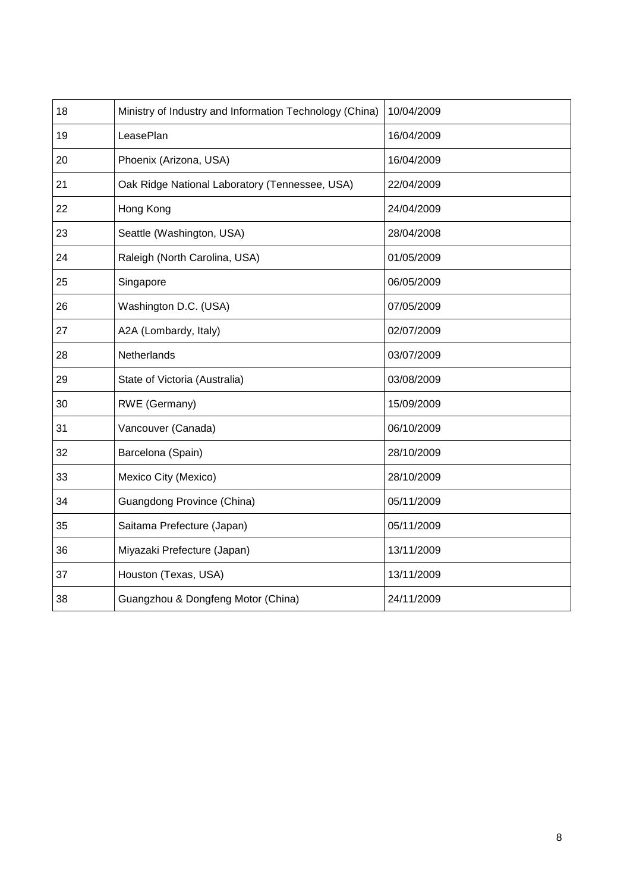| 18 | Ministry of Industry and Information Technology (China) | 10/04/2009 |
|---|---|---|
| 19 | LeasePlan | 16/04/2009 |
| 20 | Phoenix (Arizona, USA) | 16/04/2009 |
| 21 | Oak Ridge National Laboratory (Tennessee, USA) | 22/04/2009 |
| 22 | Hong Kong | 24/04/2009 |
| 23 | Seattle (Washington, USA) | 28/04/2008 |
| 24 | Raleigh (North Carolina, USA) | 01/05/2009 |
| 25 | Singapore | 06/05/2009 |
| 26 | Washington D.C. (USA) | 07/05/2009 |
| 27 | A2A (Lombardy, Italy) | 02/07/2009 |
| 28 | Netherlands | 03/07/2009 |
| 29 | State of Victoria (Australia) | 03/08/2009 |
| 30 | RWE (Germany) | 15/09/2009 |
| 31 | Vancouver (Canada) | 06/10/2009 |
| 32 | Barcelona (Spain) | 28/10/2009 |
| 33 | Mexico City (Mexico) | 28/10/2009 |
| 34 | Guangdong Province (China) | 05/11/2009 |
| 35 | Saitama Prefecture (Japan) | 05/11/2009 |
| 36 | Miyazaki Prefecture (Japan) | 13/11/2009 |
| 37 | Houston (Texas, USA) | 13/11/2009 |
| 38 | Guangzhou & Dongfeng Motor (China) | 24/11/2009 |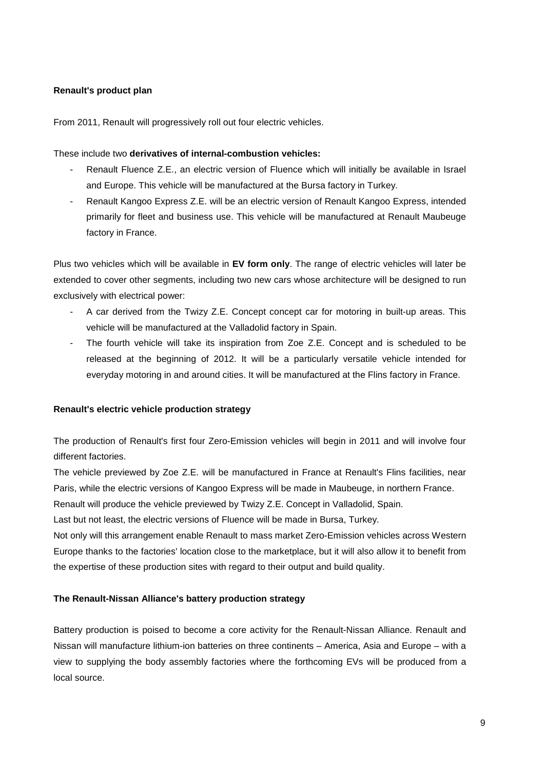**Renault's product plan**

From 2011, Renault will progressively roll out four electric vehicles.

These include two **derivatives of internal-combustion vehicles:**

- Renault Fluence Z.E., an electric version of Fluence which will initially be available in Israel and Europe. This vehicle will be manufactured at the Bursa factory in Turkey.
- Renault Kangoo Express Z.E. will be an electric version of Renault Kangoo Express, intended primarily for fleet and business use. This vehicle will be manufactured at Renault Maubeuge factory in France.

Plus two vehicles which will be available in **EV form only**. The range of electric vehicles will later be extended to cover other segments, including two new cars whose architecture will be designed to run exclusively with electrical power:

- A car derived from the Twizy Z.E. Concept concept car for motoring in built-up areas. This vehicle will be manufactured at the Valladolid factory in Spain.
- The fourth vehicle will take its inspiration from Zoe Z.E. Concept and is scheduled to be released at the beginning of 2012. It will be a particularly versatile vehicle intended for everyday motoring in and around cities. It will be manufactured at the Flins factory in France.

**Renault's electric vehicle production strategy**

The production of Renault's first four Zero-Emission vehicles will begin in 2011 and will involve four different factories.

The vehicle previewed by Zoe Z.E. will be manufactured in France at Renault's Flins facilities, near Paris, while the electric versions of Kangoo Express will be made in Maubeuge, in northern France.

Renault will produce the vehicle previewed by Twizy Z.E. Concept in Valladolid, Spain.

Last but not least, the electric versions of Fluence will be made in Bursa, Turkey.

Not only will this arrangement enable Renault to mass market Zero-Emission vehicles across Western Europe thanks to the factories' location close to the marketplace, but it will also allow it to benefit from the expertise of these production sites with regard to their output and build quality.

**The Renault-Nissan Alliance's battery production strategy**

Battery production is poised to become a core activity for the Renault-Nissan Alliance. Renault and Nissan will manufacture lithium-ion batteries on three continents – America, Asia and Europe – with a view to supplying the body assembly factories where the forthcoming EVs will be produced from a local source.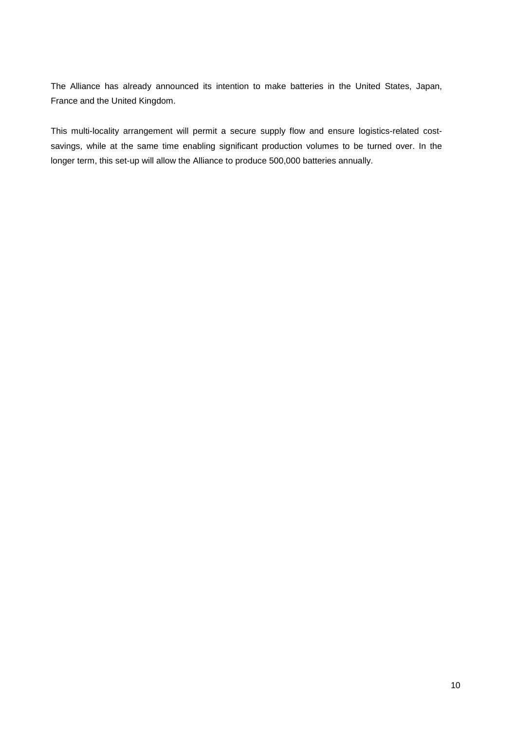The Alliance has already announced its intention to make batteries in the United States, Japan, France and the United Kingdom.

This multi-locality arrangement will permit a secure supply flow and ensure logistics-related cost-savings, while at the same time enabling significant production volumes to be turned over. In the longer term, this set-up will allow the Alliance to produce 500,000 batteries annually.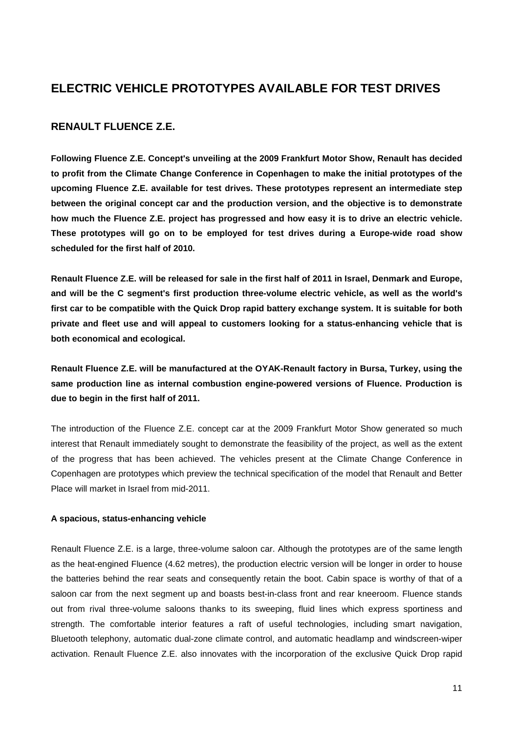# ELECTRIC VEHICLE PROTOTYPES AVAILABLE FOR TEST DRIVES

## RENAULT FLUENCE Z.E.

**Following Fluence Z.E. Concept's unveiling at the 2009 Frankfurt Motor Show, Renault has decided to profit from the Climate Change Conference in Copenhagen to make the initial prototypes of the upcoming Fluence Z.E. available for test drives. These prototypes represent an intermediate step between the original concept car and the production version, and the objective is to demonstrate how much the Fluence Z.E. project has progressed and how easy it is to drive an electric vehicle. These prototypes will go on to be employed for test drives during a Europe-wide road show scheduled for the first half of 2010.**

**Renault Fluence Z.E. will be released for sale in the first half of 2011 in Israel, Denmark and Europe, and will be the C segment's first production three-volume electric vehicle, as well as the world's first car to be compatible with the Quick Drop rapid battery exchange system. It is suitable for both private and fleet use and will appeal to customers looking for a status-enhancing vehicle that is both economical and ecological.**

**Renault Fluence Z.E. will be manufactured at the OYAK-Renault factory in Bursa, Turkey, using the same production line as internal combustion engine-powered versions of Fluence. Production is due to begin in the first half of 2011.**

The introduction of the Fluence Z.E. concept car at the 2009 Frankfurt Motor Show generated so much interest that Renault immediately sought to demonstrate the feasibility of the project, as well as the extent of the progress that has been achieved. The vehicles present at the Climate Change Conference in Copenhagen are prototypes which preview the technical specification of the model that Renault and Better Place will market in Israel from mid-2011.

**A spacious, status-enhancing vehicle**

Renault Fluence Z.E. is a large, three-volume saloon car. Although the prototypes are of the same length as the heat-engined Fluence (4.62 metres), the production electric version will be longer in order to house the batteries behind the rear seats and consequently retain the boot. Cabin space is worthy of that of a saloon car from the next segment up and boasts best-in-class front and rear kneeroom. Fluence stands out from rival three-volume saloons thanks to its sweeping, fluid lines which express sportiness and strength. The comfortable interior features a raft of useful technologies, including smart navigation, Bluetooth telephony, automatic dual-zone climate control, and automatic headlamp and windscreen-wiper activation. Renault Fluence Z.E. also innovates with the incorporation of the exclusive Quick Drop rapid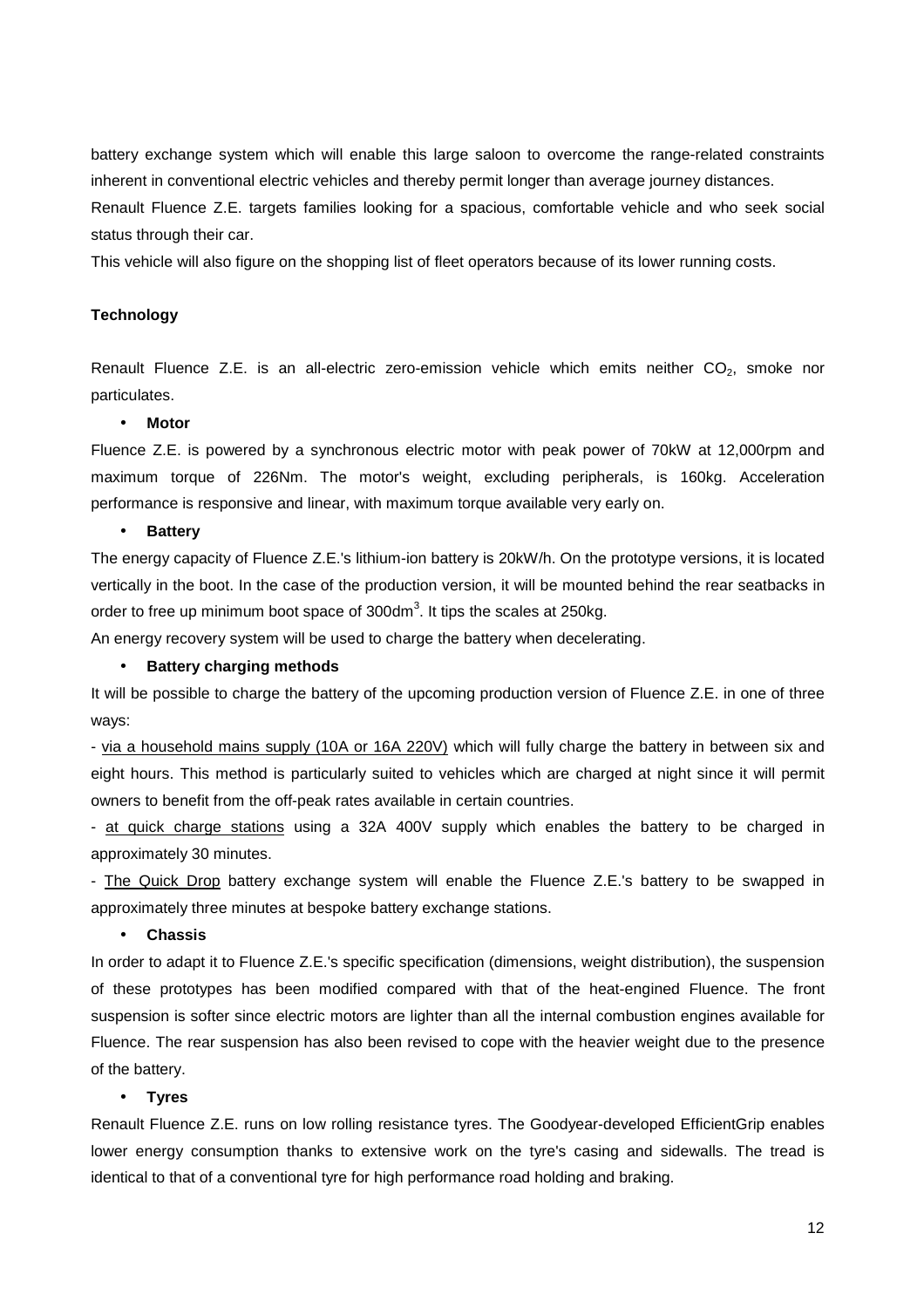battery exchange system which will enable this large saloon to overcome the range-related constraints inherent in conventional electric vehicles and thereby permit longer than average journey distances.

Renault Fluence Z.E. targets families looking for a spacious, comfortable vehicle and who seek social status through their car.

This vehicle will also figure on the shopping list of fleet operators because of its lower running costs.

**Technology**

Renault Fluence Z.E. is an all-electric zero-emission vehicle which emits neither $CO_2$, smoke nor particulates.

- **Motor**

Fluence Z.E. is powered by a synchronous electric motor with peak power of 70kW at 12,000rpm and maximum torque of 226Nm. The motor's weight, excluding peripherals, is 160kg. Acceleration performance is responsive and linear, with maximum torque available very early on.

- **Battery**

The energy capacity of Fluence Z.E.'s lithium-ion battery is 20kW/h. On the prototype versions, it is located vertically in the boot. In the case of the production version, it will be mounted behind the rear seatbacks in order to free up minimum boot space of 300dm$^3$. It tips the scales at 250kg.

An energy recovery system will be used to charge the battery when decelerating.

- **Battery charging methods**

It will be possible to charge the battery of the upcoming production version of Fluence Z.E. in one of three ways:

- via a household mains supply (10A or 16A 220V) which will fully charge the battery in between six and eight hours. This method is particularly suited to vehicles which are charged at night since it will permit owners to benefit from the off-peak rates available in certain countries.
- at quick charge stations using a 32A 400V supply which enables the battery to be charged in approximately 30 minutes.
- The Quick Drop battery exchange system will enable the Fluence Z.E.'s battery to be swapped in approximately three minutes at bespoke battery exchange stations.

- **Chassis**

In order to adapt it to Fluence Z.E.'s specific specification (dimensions, weight distribution), the suspension of these prototypes has been modified compared with that of the heat-engined Fluence. The front suspension is softer since electric motors are lighter than all the internal combustion engines available for Fluence. The rear suspension has also been revised to cope with the heavier weight due to the presence of the battery.

- **Tyres**

Renault Fluence Z.E. runs on low rolling resistance tyres. The Goodyear-developed EfficientGrip enables lower energy consumption thanks to extensive work on the tyre's casing and sidewalls. The tread is identical to that of a conventional tyre for high performance road holding and braking.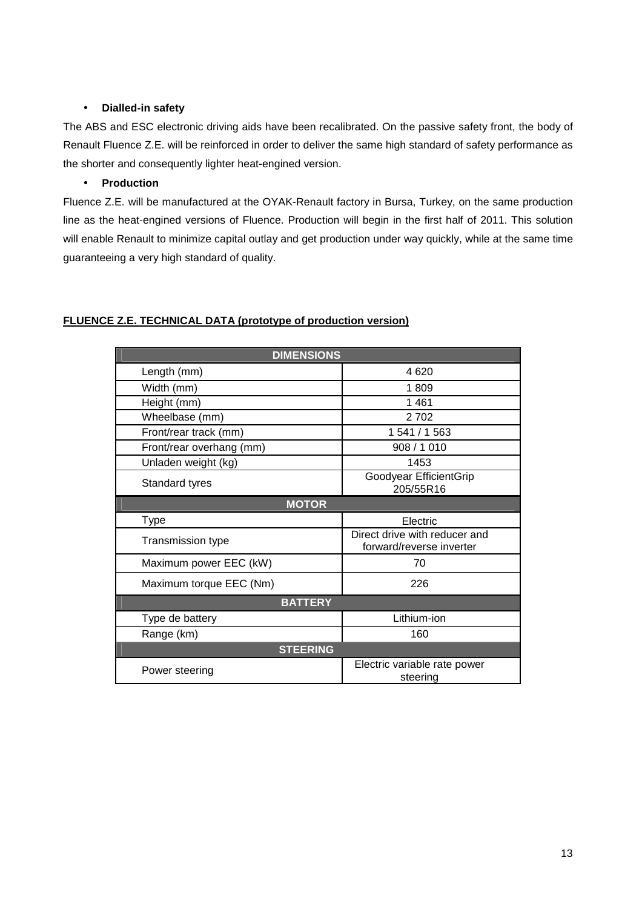- **Dialled-in safety**

The ABS and ESC electronic driving aids have been recalibrated. On the passive safety front, the body of Renault Fluence Z.E. will be reinforced in order to deliver the same high standard of safety performance as the shorter and consequently lighter heat-engined version.

- **Production**

Fluence Z.E. will be manufactured at the OYAK-Renault factory in Bursa, Turkey, on the same production line as the heat-engined versions of Fluence. Production will begin in the first half of 2011. This solution will enable Renault to minimize capital outlay and get production under way quickly, while at the same time guaranteeing a very high standard of quality.

**FLUENCE Z.E. TECHNICAL DATA (prototype of production version)**

| DIMENSIONS | |
|---|---|
| Length (mm) | 4 620 |
| Width (mm) | 1 809 |
| Height (mm) | 1 461 |
| Wheelbase (mm) | 2 702 |
| Front/rear track (mm) | 1 541 / 1 563 |
| Front/rear overhang (mm) | 908 / 1 010 |
| Unladen weight (kg) | 1453 |
| Standard tyres | Goodyear EfficientGrip 205/55R16 |
| **MOTOR** | |
| Type | Electric |
| Transmission type | Direct drive with reducer and forward/reverse inverter |
| Maximum power EEC (kW) | 70 |
| Maximum torque EEC (Nm) | 226 |
| **BATTERY** | |
| Type de battery | Lithium-ion |
| Range (km) | 160 |
| **STEERING** | |
| Power steering | Electric variable rate power steering |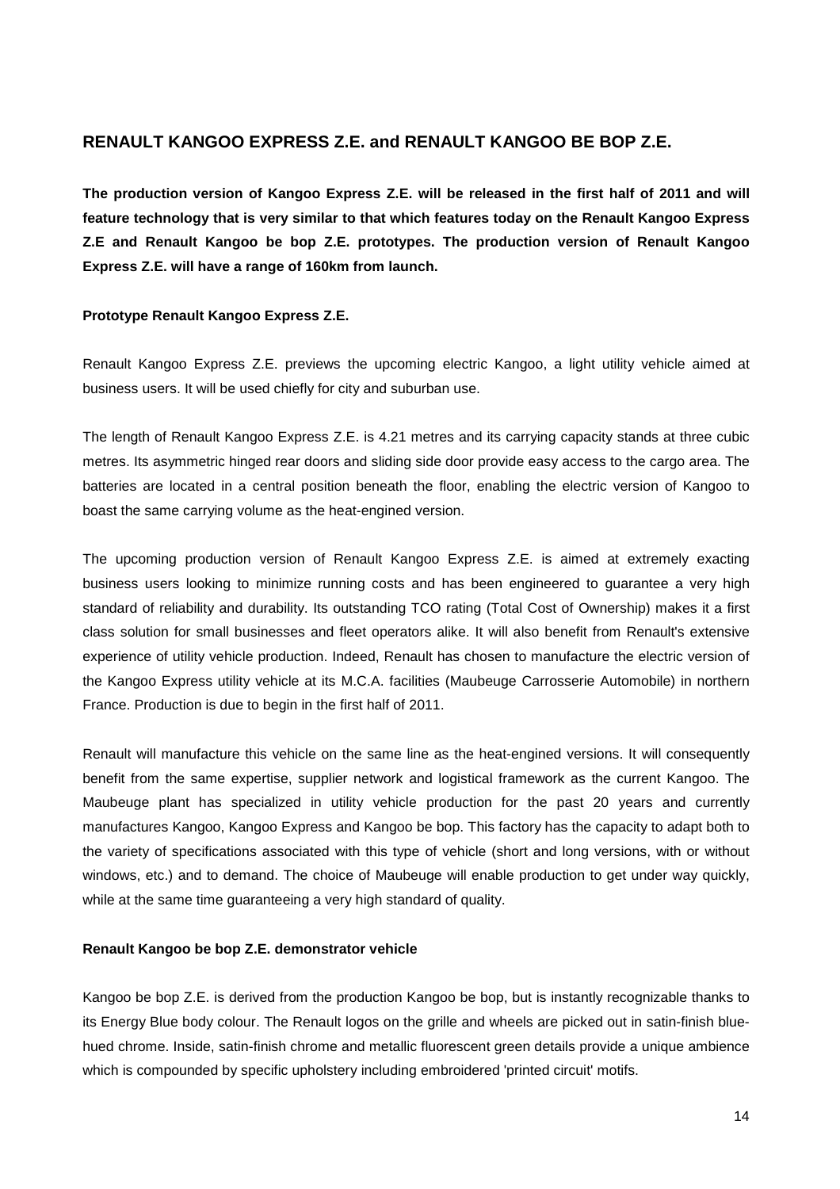## RENAULT KANGOO EXPRESS Z.E. and RENAULT KANGOO BE BOP Z.E.

**The production version of Kangoo Express Z.E. will be released in the first half of 2011 and will feature technology that is very similar to that which features today on the Renault Kangoo Express Z.E and Renault Kangoo be bop Z.E. prototypes. The production version of Renault Kangoo Express Z.E. will have a range of 160km from launch.**

### Prototype Renault Kangoo Express Z.E.

Renault Kangoo Express Z.E. previews the upcoming electric Kangoo, a light utility vehicle aimed at business users. It will be used chiefly for city and suburban use.

The length of Renault Kangoo Express Z.E. is 4.21 metres and its carrying capacity stands at three cubic metres. Its asymmetric hinged rear doors and sliding side door provide easy access to the cargo area. The batteries are located in a central position beneath the floor, enabling the electric version of Kangoo to boast the same carrying volume as the heat-engined version.

The upcoming production version of Renault Kangoo Express Z.E. is aimed at extremely exacting business users looking to minimize running costs and has been engineered to guarantee a very high standard of reliability and durability. Its outstanding TCO rating (Total Cost of Ownership) makes it a first class solution for small businesses and fleet operators alike. It will also benefit from Renault's extensive experience of utility vehicle production. Indeed, Renault has chosen to manufacture the electric version of the Kangoo Express utility vehicle at its M.C.A. facilities (Maubeuge Carrosserie Automobile) in northern France. Production is due to begin in the first half of 2011.

Renault will manufacture this vehicle on the same line as the heat-engined versions. It will consequently benefit from the same expertise, supplier network and logistical framework as the current Kangoo. The Maubeuge plant has specialized in utility vehicle production for the past 20 years and currently manufactures Kangoo, Kangoo Express and Kangoo be bop. This factory has the capacity to adapt both to the variety of specifications associated with this type of vehicle (short and long versions, with or without windows, etc.) and to demand. The choice of Maubeuge will enable production to get under way quickly, while at the same time guaranteeing a very high standard of quality.

### Renault Kangoo be bop Z.E. demonstrator vehicle

Kangoo be bop Z.E. is derived from the production Kangoo be bop, but is instantly recognizable thanks to its Energy Blue body colour. The Renault logos on the grille and wheels are picked out in satin-finish blue-hued chrome. Inside, satin-finish chrome and metallic fluorescent green details provide a unique ambience which is compounded by specific upholstery including embroidered 'printed circuit' motifs.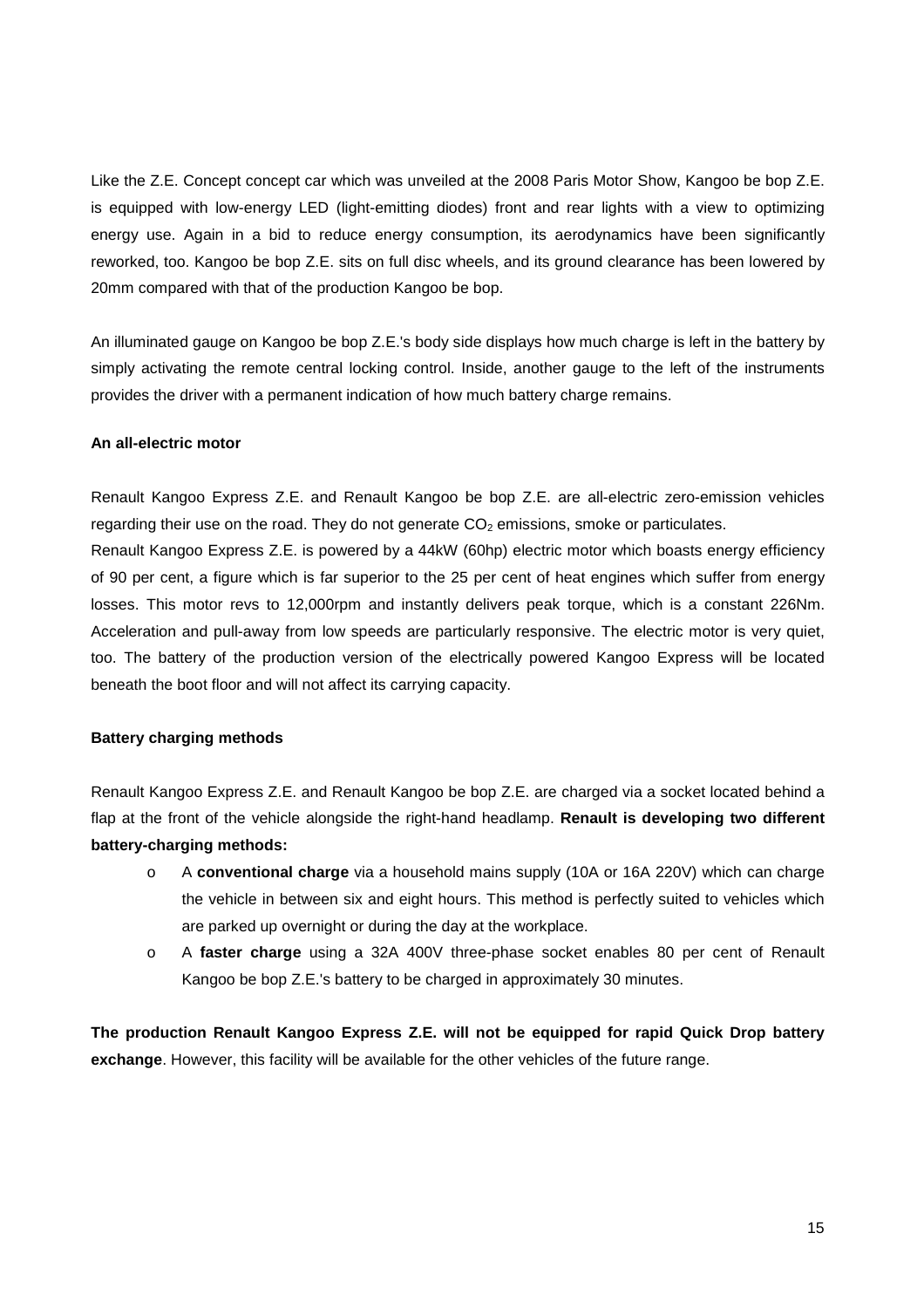Like the Z.E. Concept concept car which was unveiled at the 2008 Paris Motor Show, Kangoo be bop Z.E. is equipped with low-energy LED (light-emitting diodes) front and rear lights with a view to optimizing energy use. Again in a bid to reduce energy consumption, its aerodynamics have been significantly reworked, too. Kangoo be bop Z.E. sits on full disc wheels, and its ground clearance has been lowered by 20mm compared with that of the production Kangoo be bop.

An illuminated gauge on Kangoo be bop Z.E.'s body side displays how much charge is left in the battery by simply activating the remote central locking control. Inside, another gauge to the left of the instruments provides the driver with a permanent indication of how much battery charge remains.

**An all-electric motor**

Renault Kangoo Express Z.E. and Renault Kangoo be bop Z.E. are all-electric zero-emission vehicles regarding their use on the road. They do not generate $CO_2$ emissions, smoke or particulates.

Renault Kangoo Express Z.E. is powered by a 44kW (60hp) electric motor which boasts energy efficiency of 90 per cent, a figure which is far superior to the 25 per cent of heat engines which suffer from energy losses. This motor revs to 12,000rpm and instantly delivers peak torque, which is a constant 226Nm. Acceleration and pull-away from low speeds are particularly responsive. The electric motor is very quiet, too. The battery of the production version of the electrically powered Kangoo Express will be located beneath the boot floor and will not affect its carrying capacity.

**Battery charging methods**

Renault Kangoo Express Z.E. and Renault Kangoo be bop Z.E. are charged via a socket located behind a flap at the front of the vehicle alongside the right-hand headlamp. **Renault is developing two different battery-charging methods:**

- A **conventional charge** via a household mains supply (10A or 16A 220V) which can charge the vehicle in between six and eight hours. This method is perfectly suited to vehicles which are parked up overnight or during the day at the workplace.
- A **faster charge** using a 32A 400V three-phase socket enables 80 per cent of Renault Kangoo be bop Z.E.'s battery to be charged in approximately 30 minutes.

**The production Renault Kangoo Express Z.E. will not be equipped for rapid Quick Drop battery exchange**. However, this facility will be available for the other vehicles of the future range.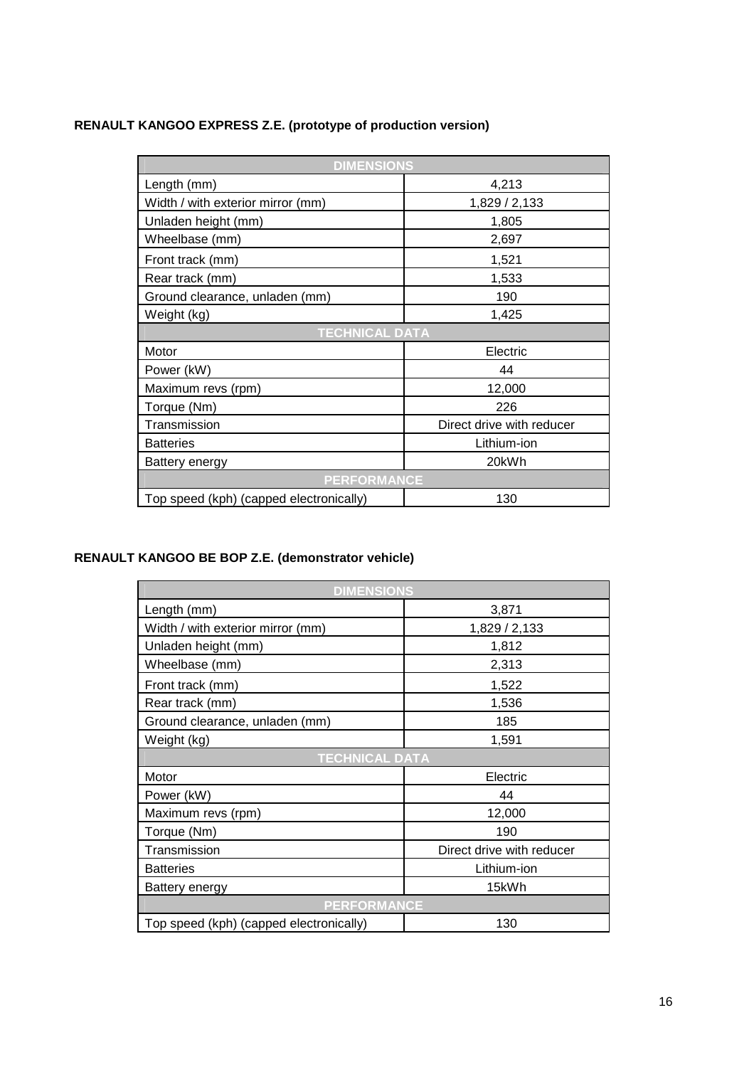**RENAULT KANGOO EXPRESS Z.E. (prototype of production version)**

| DIMENSIONS | |
|---|---|
| Length (mm) | 4,213 |
| Width / with exterior mirror (mm) | 1,829 / 2,133 |
| Unladen height (mm) | 1,805 |
| Wheelbase (mm) | 2,697 |
| Front track (mm) | 1,521 |
| Rear track (mm) | 1,533 |
| Ground clearance, unladen (mm) | 190 |
| Weight (kg) | 1,425 |
| **TECHNICAL DATA** | |
| Motor | Electric |
| Power (kW) | 44 |
| Maximum revs (rpm) | 12,000 |
| Torque (Nm) | 226 |
| Transmission | Direct drive with reducer |
| Batteries | Lithium-ion |
| Battery energy | 20kWh |
| **PERFORMANCE** | |
| Top speed (kph) (capped electronically) | 130 |

**RENAULT KANGOO BE BOP Z.E. (demonstrator vehicle)**

| DIMENSIONS | |
|---|---|
| Length (mm) | 3,871 |
| Width / with exterior mirror (mm) | 1,829 / 2,133 |
| Unladen height (mm) | 1,812 |
| Wheelbase (mm) | 2,313 |
| Front track (mm) | 1,522 |
| Rear track (mm) | 1,536 |
| Ground clearance, unladen (mm) | 185 |
| Weight (kg) | 1,591 |
| **TECHNICAL DATA** | |
| Motor | Electric |
| Power (kW) | 44 |
| Maximum revs (rpm) | 12,000 |
| Torque (Nm) | 190 |
| Transmission | Direct drive with reducer |
| Batteries | Lithium-ion |
| Battery energy | 15kWh |
| **PERFORMANCE** | |
| Top speed (kph) (capped electronically) | 130 |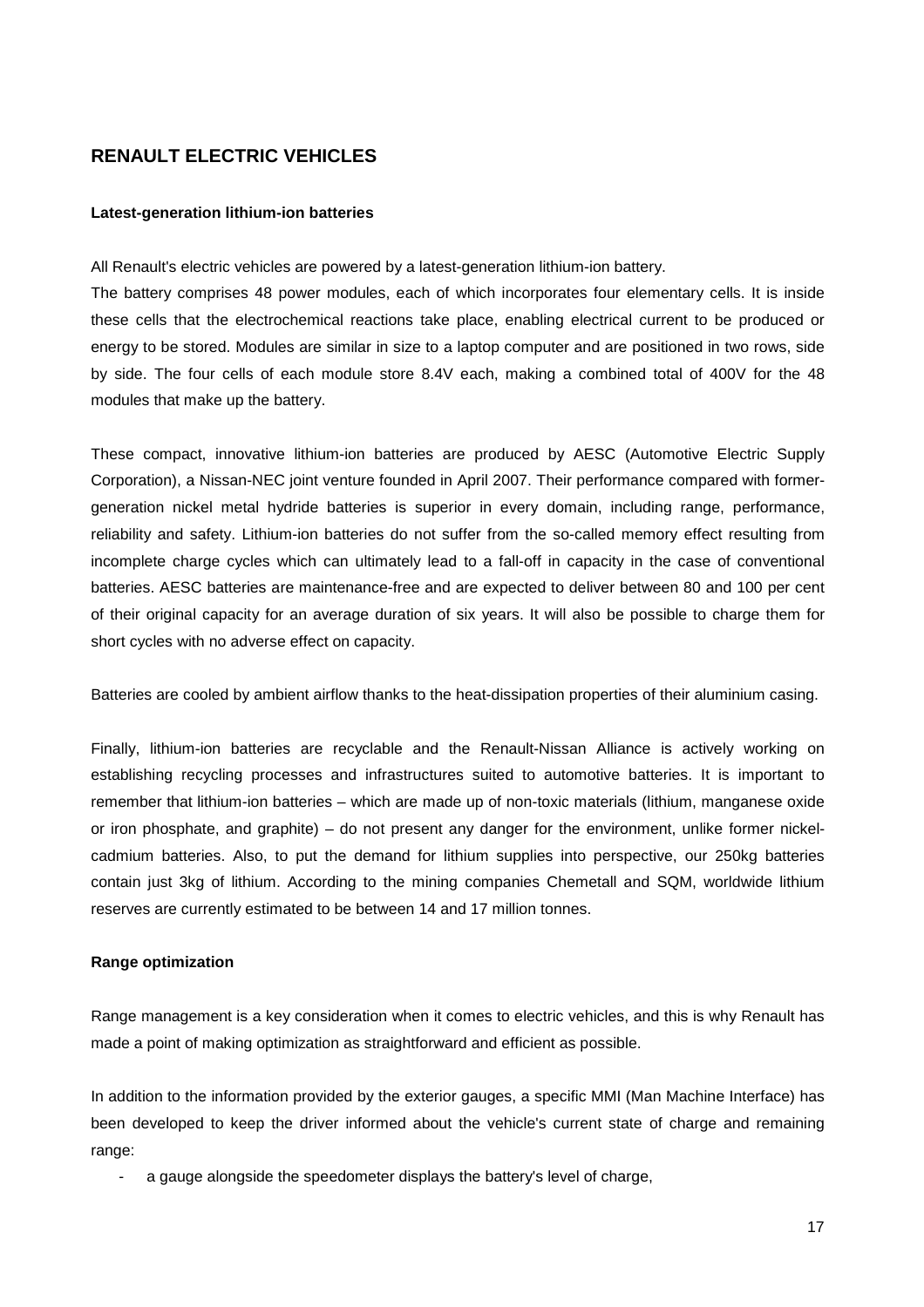## RENAULT ELECTRIC VEHICLES

**Latest-generation lithium-ion batteries**

All Renault's electric vehicles are powered by a latest-generation lithium-ion battery.
The battery comprises 48 power modules, each of which incorporates four elementary cells. It is inside these cells that the electrochemical reactions take place, enabling electrical current to be produced or energy to be stored. Modules are similar in size to a laptop computer and are positioned in two rows, side by side. The four cells of each module store 8.4V each, making a combined total of 400V for the 48 modules that make up the battery.

These compact, innovative lithium-ion batteries are produced by AESC (Automotive Electric Supply Corporation), a Nissan-NEC joint venture founded in April 2007. Their performance compared with former-generation nickel metal hydride batteries is superior in every domain, including range, performance, reliability and safety. Lithium-ion batteries do not suffer from the so-called memory effect resulting from incomplete charge cycles which can ultimately lead to a fall-off in capacity in the case of conventional batteries. AESC batteries are maintenance-free and are expected to deliver between 80 and 100 per cent of their original capacity for an average duration of six years. It will also be possible to charge them for short cycles with no adverse effect on capacity.

Batteries are cooled by ambient airflow thanks to the heat-dissipation properties of their aluminium casing.

Finally, lithium-ion batteries are recyclable and the Renault-Nissan Alliance is actively working on establishing recycling processes and infrastructures suited to automotive batteries. It is important to remember that lithium-ion batteries – which are made up of non-toxic materials (lithium, manganese oxide or iron phosphate, and graphite) – do not present any danger for the environment, unlike former nickel-cadmium batteries. Also, to put the demand for lithium supplies into perspective, our 250kg batteries contain just 3kg of lithium. According to the mining companies Chemetall and SQM, worldwide lithium reserves are currently estimated to be between 14 and 17 million tonnes.

**Range optimization**

Range management is a key consideration when it comes to electric vehicles, and this is why Renault has made a point of making optimization as straightforward and efficient as possible.

In addition to the information provided by the exterior gauges, a specific MMI (Man Machine Interface) has been developed to keep the driver informed about the vehicle's current state of charge and remaining range:

- a gauge alongside the speedometer displays the battery's level of charge,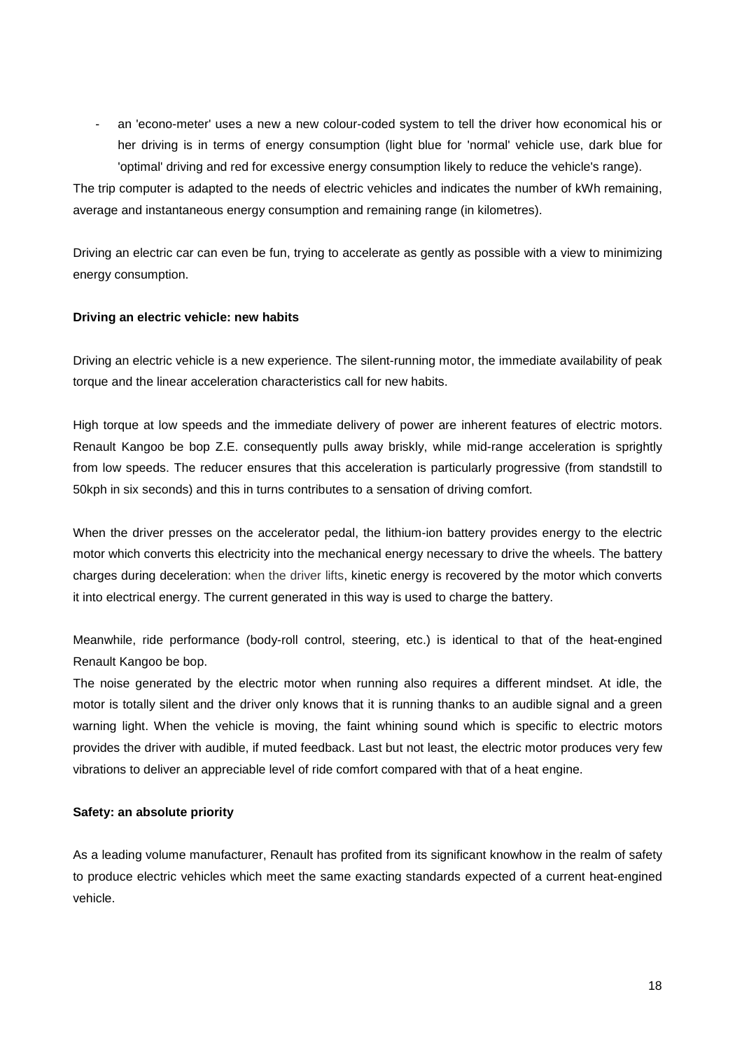- an 'econo-meter' uses a new a new colour-coded system to tell the driver how economical his or her driving is in terms of energy consumption (light blue for 'normal' vehicle use, dark blue for 'optimal' driving and red for excessive energy consumption likely to reduce the vehicle's range).

The trip computer is adapted to the needs of electric vehicles and indicates the number of kWh remaining, average and instantaneous energy consumption and remaining range (in kilometres).

Driving an electric car can even be fun, trying to accelerate as gently as possible with a view to minimizing energy consumption.

**Driving an electric vehicle: new habits**

Driving an electric vehicle is a new experience. The silent-running motor, the immediate availability of peak torque and the linear acceleration characteristics call for new habits.

High torque at low speeds and the immediate delivery of power are inherent features of electric motors. Renault Kangoo be bop Z.E. consequently pulls away briskly, while mid-range acceleration is sprightly from low speeds. The reducer ensures that this acceleration is particularly progressive (from standstill to 50kph in six seconds) and this in turns contributes to a sensation of driving comfort.

When the driver presses on the accelerator pedal, the lithium-ion battery provides energy to the electric motor which converts this electricity into the mechanical energy necessary to drive the wheels. The battery charges during deceleration: when the driver lifts, kinetic energy is recovered by the motor which converts it into electrical energy. The current generated in this way is used to charge the battery.

Meanwhile, ride performance (body-roll control, steering, etc.) is identical to that of the heat-engined Renault Kangoo be bop.

The noise generated by the electric motor when running also requires a different mindset. At idle, the motor is totally silent and the driver only knows that it is running thanks to an audible signal and a green warning light. When the vehicle is moving, the faint whining sound which is specific to electric motors provides the driver with audible, if muted feedback. Last but not least, the electric motor produces very few vibrations to deliver an appreciable level of ride comfort compared with that of a heat engine.

**Safety: an absolute priority**

As a leading volume manufacturer, Renault has profited from its significant knowhow in the realm of safety to produce electric vehicles which meet the same exacting standards expected of a current heat-engined vehicle.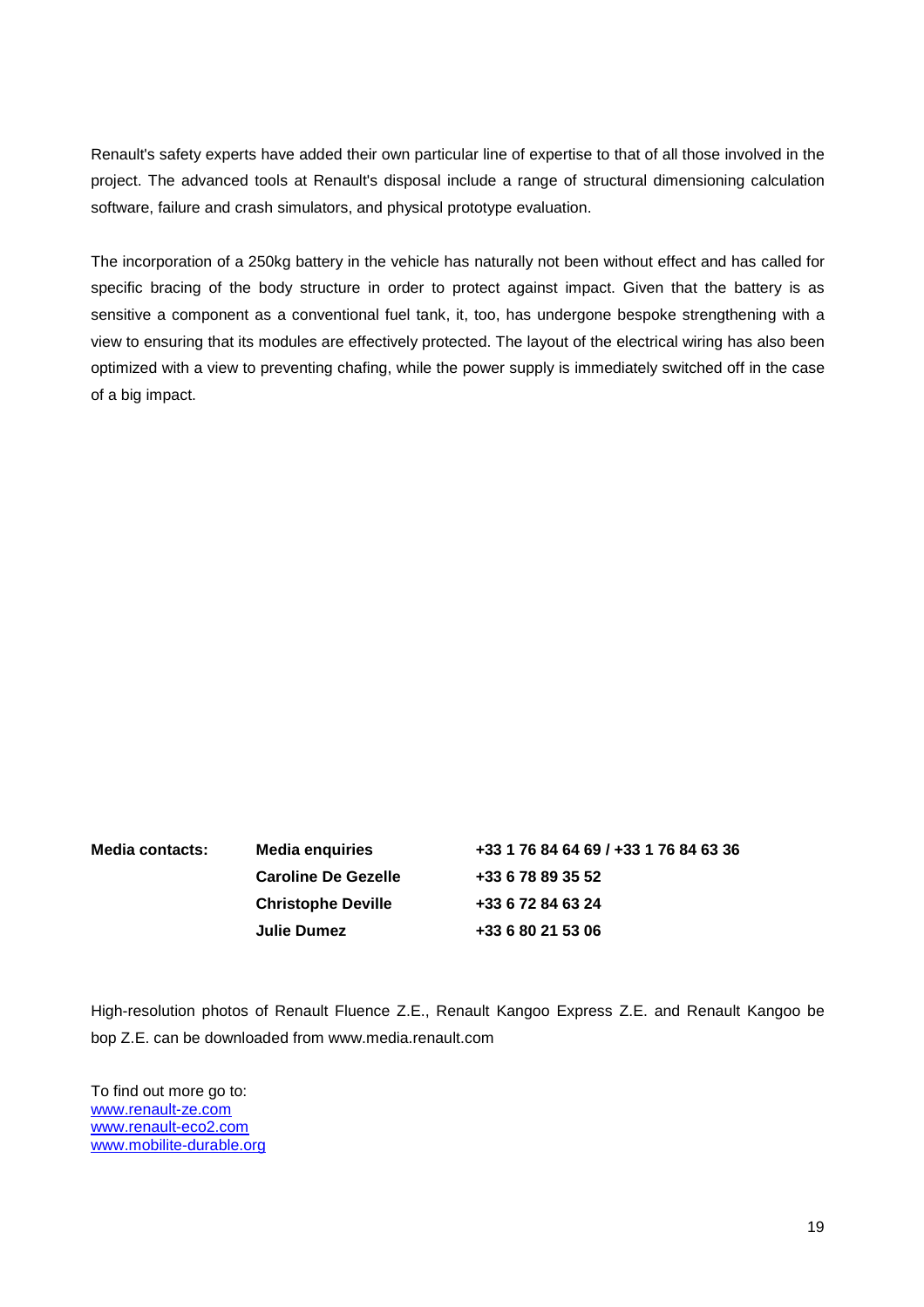Renault's safety experts have added their own particular line of expertise to that of all those involved in the project. The advanced tools at Renault's disposal include a range of structural dimensioning calculation software, failure and crash simulators, and physical prototype evaluation.

The incorporation of a 250kg battery in the vehicle has naturally not been without effect and has called for specific bracing of the body structure in order to protect against impact. Given that the battery is as sensitive a component as a conventional fuel tank, it, too, has undergone bespoke strengthening with a view to ensuring that its modules are effectively protected. The layout of the electrical wiring has also been optimized with a view to preventing chafing, while the power supply is immediately switched off in the case of a big impact.

| | | |
|---|---|---|
| **Media contacts:** | **Media enquiries** | **+33 1 76 84 64 69 / +33 1 76 84 63 36** |
| | **Caroline De Gezelle** | **+33 6 78 89 35 52** |
| | **Christophe Deville** | **+33 6 72 84 63 24** |
| | **Julie Dumez** | **+33 6 80 21 53 06** |

High-resolution photos of Renault Fluence Z.E., Renault Kangoo Express Z.E. and Renault Kangoo be bop Z.E. can be downloaded from www.media.renault.com

To find out more go to:
www.renault-ze.com
www.renault-eco2.com
www.mobilite-durable.org